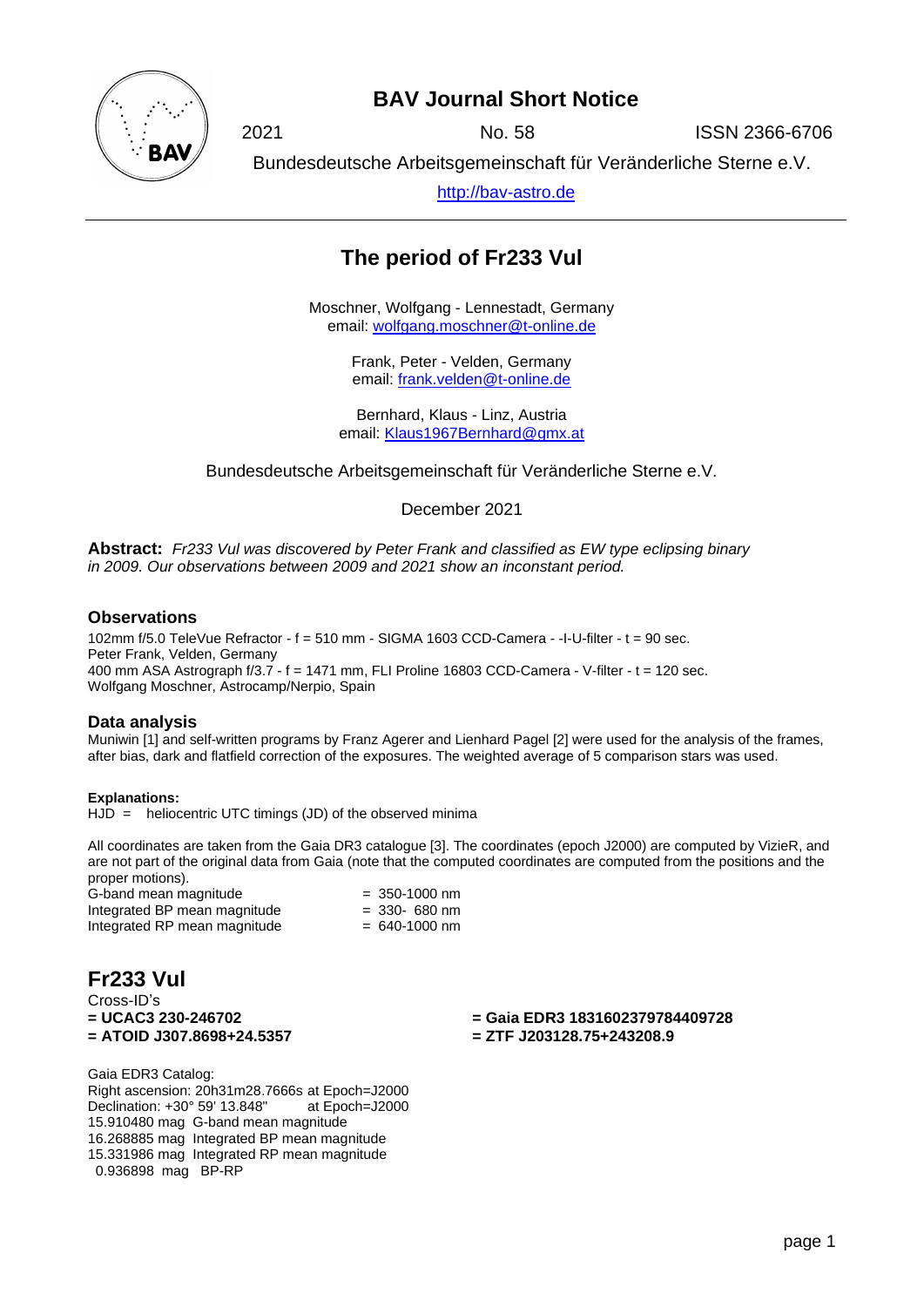# BAV Journal Short Notice

2021 No. 58 ISSN 2366-6706

Bundesdeutsche Arbeitsgemeinschaft für Veränderliche Sterne e.V.

http://bav-astro.de

---

## The period of Fr233 Vul

Moschner, Wolfgang - Lennestadt, Germany
email: wolfgang.moschner@t-online.de

Frank, Peter - Velden, Germany
email: frank.velden@t-online.de

Bernhard, Klaus - Linz, Austria
email: Klaus1967Bernhard@gmx.at

Bundesdeutsche Arbeitsgemeinschaft für Veränderliche Sterne e.V.

December 2021

**Abstract:** *Fr233 Vul was discovered by Peter Frank and classified as EW type eclipsing binary in 2009. Our observations between 2009 and 2021 show an inconstant period.*

### Observations

102mm f/5.0 TeleVue Refractor - f = 510 mm - SIGMA 1603 CCD-Camera - -I-U-filter - t = 90 sec.
Peter Frank, Velden, Germany
400 mm ASA Astrograph f/3.7 - f = 1471 mm, FLI Proline 16803 CCD-Camera - V-filter - t = 120 sec.
Wolfgang Moschner, Astrocamp/Nerpio, Spain

### Data analysis

Muniwin [1] and self-written programs by Franz Agerer and Lienhard Pagel [2] were used for the analysis of the frames, after bias, dark and flatfield correction of the exposures. The weighted average of 5 comparison stars was used.

**Explanations:**
HJD = heliocentric UTC timings (JD) of the observed minima

All coordinates are taken from the Gaia DR3 catalogue [3]. The coordinates (epoch J2000) are computed by VizieR, and are not part of the original data from Gaia (note that the computed coordinates are computed from the positions and the proper motions).

| | |
|---|---|
| G-band mean magnitude | = 350-1000 nm |
| Integrated BP mean magnitude | = 330- 680 nm |
| Integrated RP mean magnitude | = 640-1000 nm |

## Fr233 Vul

Cross-ID's
**= UCAC3 230-246702**
**= ATOID J307.8698+24.5357**
**= Gaia EDR3 1831602379784409728**
**= ZTF J203128.75+243208.9**

Gaia EDR3 Catalog:
Right ascension: 20h31m28.7666s at Epoch=J2000
Declination: +30° 59' 13.848" at Epoch=J2000
15.910480 mag G-band mean magnitude
16.268885 mag Integrated BP mean magnitude
15.331986 mag Integrated RP mean magnitude
0.936898 mag BP-RP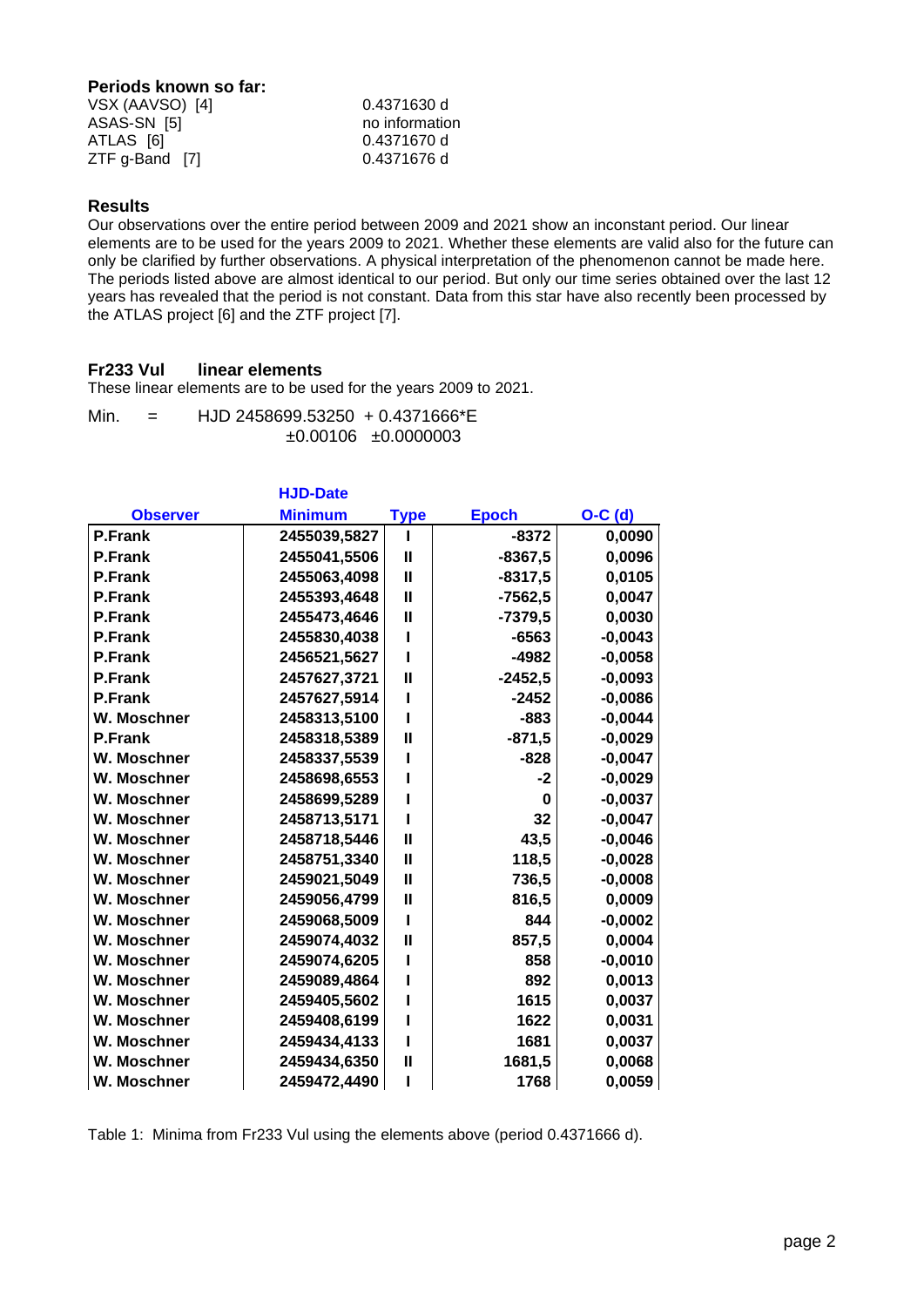### Periods known so far:

| | |
|---|---|
| VSX (AAVSO) [4] | 0.4371630 d |
| ASAS-SN [5] | no information |
| ATLAS [6] | 0.4371670 d |
| ZTF g-Band [7] | 0.4371676 d |

### Results

Our observations over the entire period between 2009 and 2021 show an inconstant period. Our linear elements are to be used for the years 2009 to 2021. Whether these elements are valid also for the future can only be clarified by further observations. A physical interpretation of the phenomenon cannot be made here. The periods listed above are almost identical to our period. But only our time series obtained over the last 12 years has revealed that the period is not constant. Data from this star have also recently been processed by the ATLAS project [6] and the ZTF project [7].

### Fr233 Vul linear elements

These linear elements are to be used for the years 2009 to 2021.

$$\text{Min.} = \text{HJD } 2458699.53250 + 0.4371666 \cdot E$$
$$\pm 0.00106 \quad \pm 0.0000003$$

| Observer | HJD-Date Minimum | Type | Epoch | O-C (d) |
|---|---|---|---|---|
| P.Frank | 2455039,5827 | I | -8372 | 0,0090 |
| P.Frank | 2455041,5506 | II | -8367,5 | 0,0096 |
| P.Frank | 2455063,4098 | II | -8317,5 | 0,0105 |
| P.Frank | 2455393,4648 | II | -7562,5 | 0,0047 |
| P.Frank | 2455473,4646 | II | -7379,5 | 0,0030 |
| P.Frank | 2455830,4038 | I | -6563 | -0,0043 |
| P.Frank | 2456521,5627 | I | -4982 | -0,0058 |
| P.Frank | 2457627,3721 | II | -2452,5 | -0,0093 |
| P.Frank | 2457627,5914 | I | -2452 | -0,0086 |
| W. Moschner | 2458313,5100 | I | -883 | -0,0044 |
| P.Frank | 2458318,5389 | II | -871,5 | -0,0029 |
| W. Moschner | 2458337,5539 | I | -828 | -0,0047 |
| W. Moschner | 2458698,6553 | I | -2 | -0,0029 |
| W. Moschner | 2458699,5289 | I | 0 | -0,0037 |
| W. Moschner | 2458713,5171 | I | 32 | -0,0047 |
| W. Moschner | 2458718,5446 | II | 43,5 | -0,0046 |
| W. Moschner | 2458751,3340 | II | 118,5 | -0,0028 |
| W. Moschner | 2459021,5049 | II | 736,5 | -0,0008 |
| W. Moschner | 2459056,4799 | II | 816,5 | 0,0009 |
| W. Moschner | 2459068,5009 | I | 844 | -0,0002 |
| W. Moschner | 2459074,4032 | II | 857,5 | 0,0004 |
| W. Moschner | 2459074,6205 | I | 858 | -0,0010 |
| W. Moschner | 2459089,4864 | I | 892 | 0,0013 |
| W. Moschner | 2459405,5602 | I | 1615 | 0,0037 |
| W. Moschner | 2459408,6199 | I | 1622 | 0,0031 |
| W. Moschner | 2459434,4133 | I | 1681 | 0,0037 |
| W. Moschner | 2459434,6350 | II | 1681,5 | 0,0068 |
| W. Moschner | 2459472,4490 | I | 1768 | 0,0059 |

Table 1: Minima from Fr233 Vul using the elements above (period 0.4371666 d).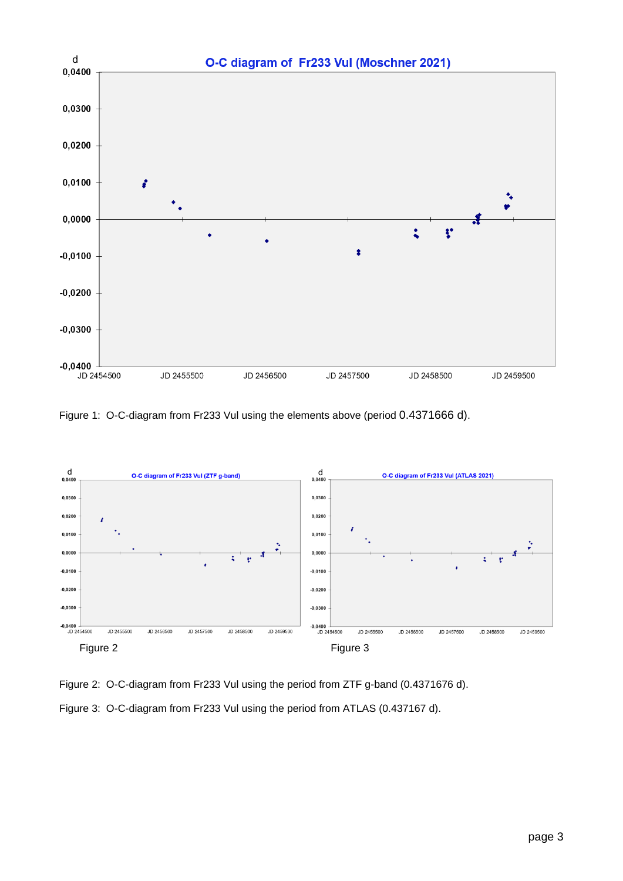Figure 1: O-C-diagram from Fr233 Vul using the elements above (period 0.4371666 d).

Figure 2

Figure 3

Figure 2: O-C-diagram from Fr233 Vul using the period from ZTF g-band (0.4371676 d).

Figure 3: O-C-diagram from Fr233 Vul using the period from ATLAS (0.437167 d).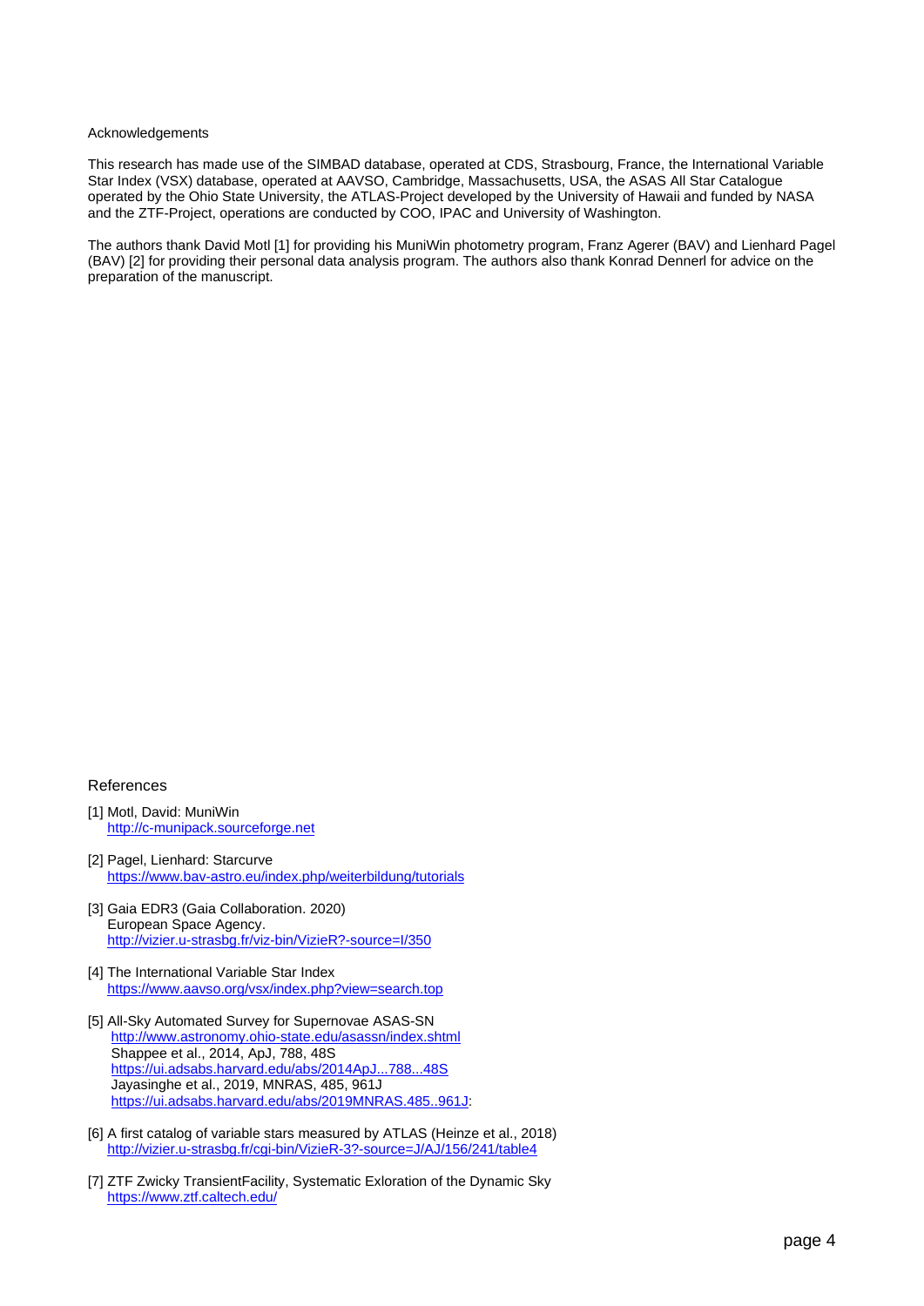## Acknowledgements

This research has made use of the SIMBAD database, operated at CDS, Strasbourg, France, the International Variable Star Index (VSX) database, operated at AAVSO, Cambridge, Massachusetts, USA, the ASAS All Star Catalogue operated by the Ohio State University, the ATLAS-Project developed by the University of Hawaii and funded by NASA and the ZTF-Project, operations are conducted by COO, IPAC and University of Washington.

The authors thank David Motl [1] for providing his MuniWin photometry program, Franz Agerer (BAV) and Lienhard Pagel (BAV) [2] for providing their personal data analysis program. The authors also thank Konrad Dennerl for advice on the preparation of the manuscript.

## References

[1] Motl, David: MuniWin
http://c-munipack.sourceforge.net

[2] Pagel, Lienhard: Starcurve
https://www.bav-astro.eu/index.php/weiterbildung/tutorials

[3] Gaia EDR3 (Gaia Collaboration. 2020)
European Space Agency.
http://vizier.u-strasbg.fr/viz-bin/VizieR?-source=I/350

[4] The International Variable Star Index
https://www.aavso.org/vsx/index.php?view=search.top

[5] All-Sky Automated Survey for Supernovae ASAS-SN
http://www.astronomy.ohio-state.edu/asassn/index.shtml
Shappee et al., 2014, ApJ, 788, 48S
https://ui.adsabs.harvard.edu/abs/2014ApJ...788...48S
Jayasinghe et al., 2019, MNRAS, 485, 961J
https://ui.adsabs.harvard.edu/abs/2019MNRAS.485..961J:

[6] A first catalog of variable stars measured by ATLAS (Heinze et al., 2018)
http://vizier.u-strasbg.fr/cgi-bin/VizieR-3?-source=J/AJ/156/241/table4

[7] ZTF Zwicky TransientFacility, Systematic Exloration of the Dynamic Sky
https://www.ztf.caltech.edu/